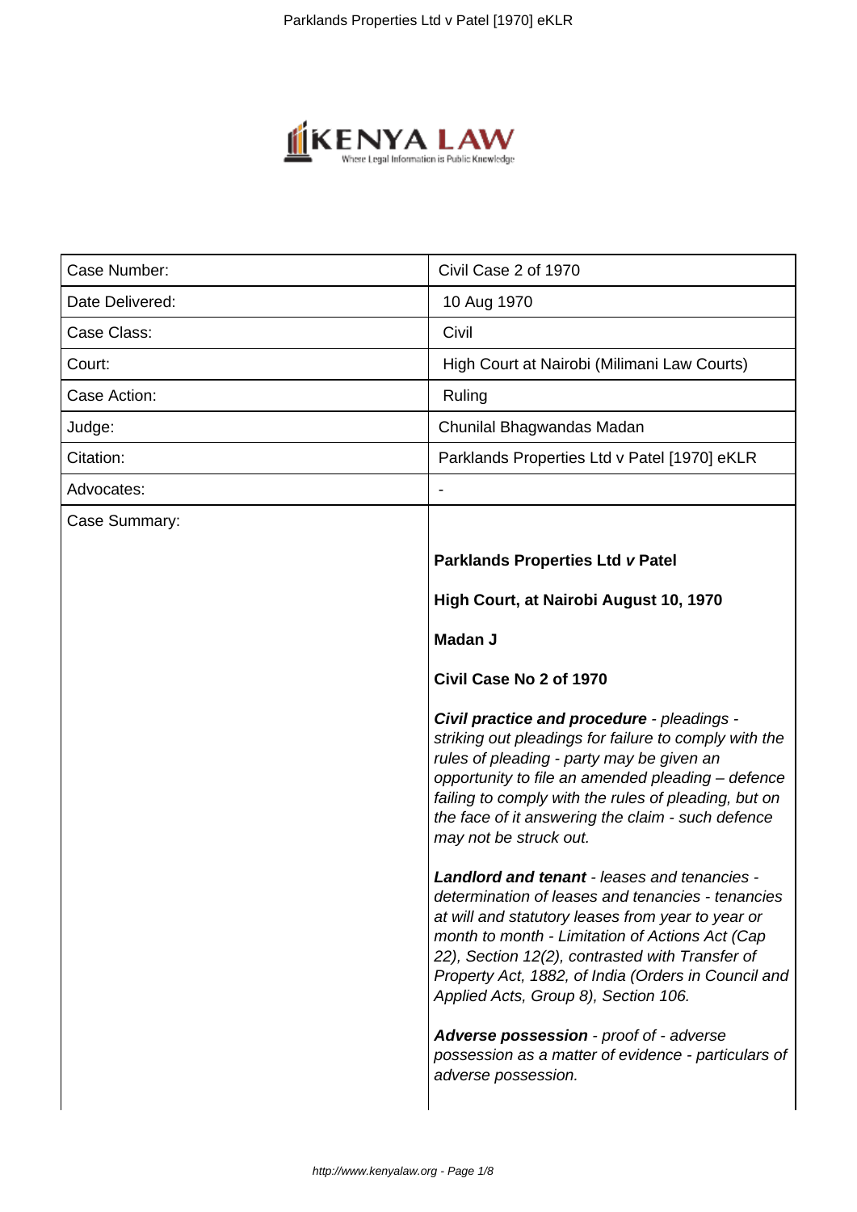| Case Number: | Civil Case 2 of 1970 |
|---|---|
| Date Delivered: | 10 Aug 1970 |
| Case Class: | Civil |
| Court: | High Court at Nairobi (Milimani Law Courts) |
| Judge: | Chunilal Bhagwandas Madan |
| Citation: | Parklands Properties Ltd v Patel [1970] eKLR |
| Advocates: | - |
| Case Summary: | **Parklands Properties Ltd *v* Patel**<br><br>**High Court, at Nairobi August 10, 1970**<br><br>**Madan J**<br><br>**Civil Case No 2 of 1970**<br><br>***Civil practice and procedure*** *- pleadings - striking out pleadings for failure to comply with the rules of pleading - party may be given an opportunity to file an amended pleading – defence failing to comply with the rules of pleading, but on the face of it answering the claim - such defence may not be struck out.*<br><br>***Landlord and tenant*** *- leases and tenancies - determination of leases and tenancies - tenancies at will and statutory leases from year to year or month to month - Limitation of Actions Act (Cap 22), Section 12(2), contrasted with Transfer of Property Act, 1882, of India (Orders in Council and Applied Acts, Group 8), Section 106.*<br><br>***Adverse possession*** *- proof of - adverse possession as a matter of evidence - particulars of adverse possession.* |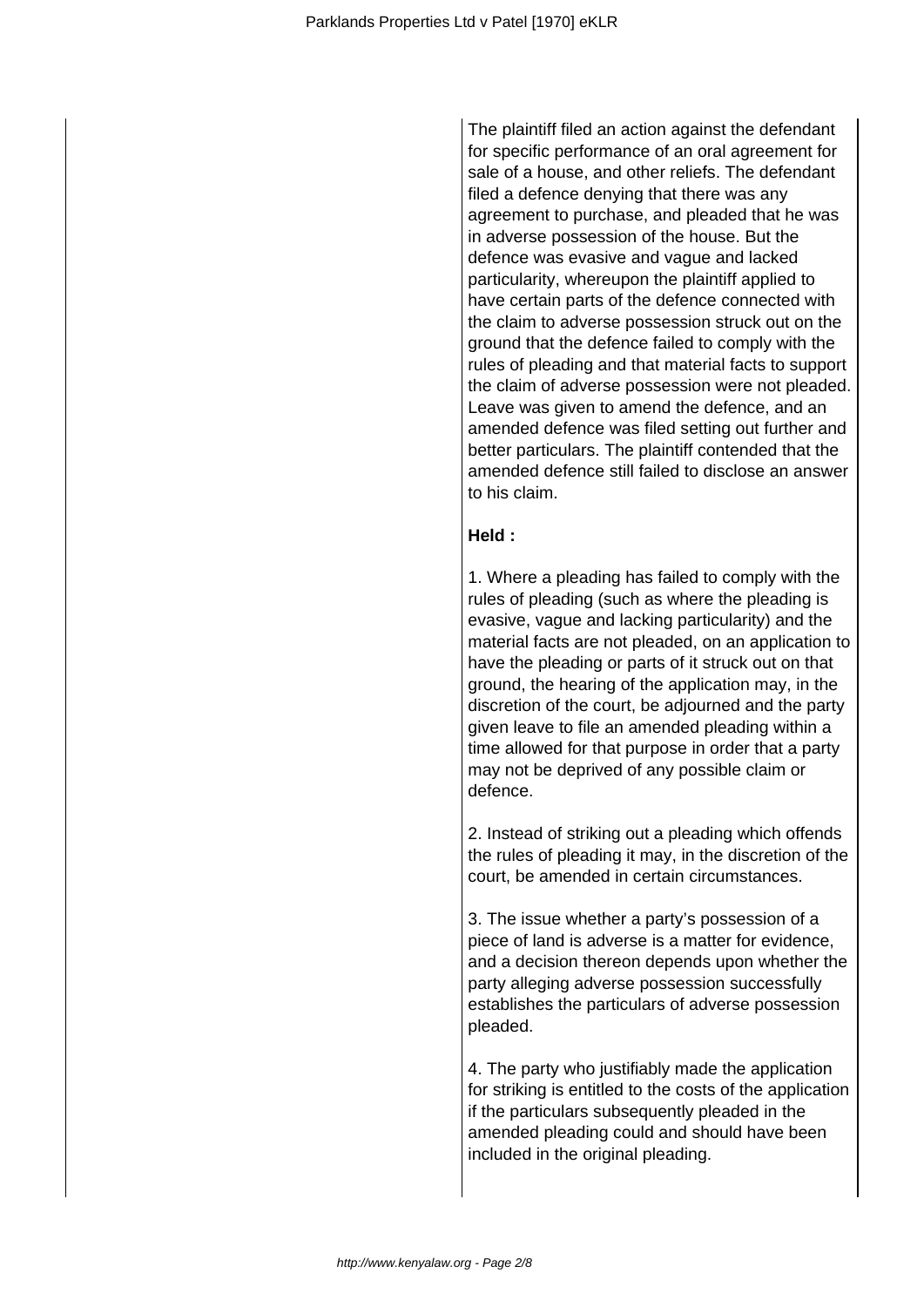The plaintiff filed an action against the defendant for specific performance of an oral agreement for sale of a house, and other reliefs. The defendant filed a defence denying that there was any agreement to purchase, and pleaded that he was in adverse possession of the house. But the defence was evasive and vague and lacked particularity, whereupon the plaintiff applied to have certain parts of the defence connected with the claim to adverse possession struck out on the ground that the defence failed to comply with the rules of pleading and that material facts to support the claim of adverse possession were not pleaded. Leave was given to amend the defence, and an amended defence was filed setting out further and better particulars. The plaintiff contended that the amended defence still failed to disclose an answer to his claim.

**Held :**

1. Where a pleading has failed to comply with the rules of pleading (such as where the pleading is evasive, vague and lacking particularity) and the material facts are not pleaded, on an application to have the pleading or parts of it struck out on that ground, the hearing of the application may, in the discretion of the court, be adjourned and the party given leave to file an amended pleading within a time allowed for that purpose in order that a party may not be deprived of any possible claim or defence.

2. Instead of striking out a pleading which offends the rules of pleading it may, in the discretion of the court, be amended in certain circumstances.

3. The issue whether a party's possession of a piece of land is adverse is a matter for evidence, and a decision thereon depends upon whether the party alleging adverse possession successfully establishes the particulars of adverse possession pleaded.

4. The party who justifiably made the application for striking is entitled to the costs of the application if the particulars subsequently pleaded in the amended pleading could and should have been included in the original pleading.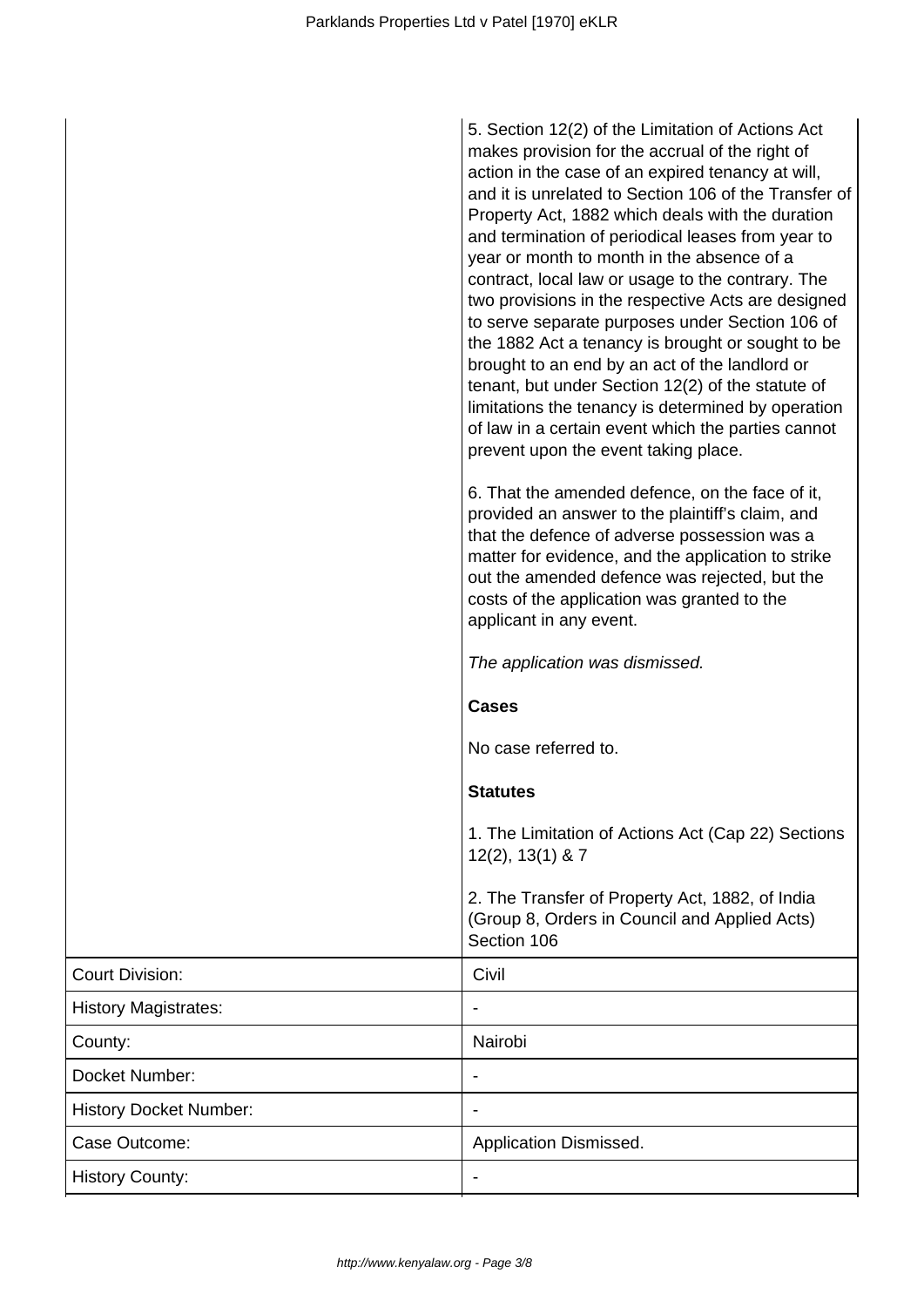| | |
|---|---|
| | 5. Section 12(2) of the Limitation of Actions Act makes provision for the accrual of the right of action in the case of an expired tenancy at will, and it is unrelated to Section 106 of the Transfer of Property Act, 1882 which deals with the duration and termination of periodical leases from year to year or month to month in the absence of a contract, local law or usage to the contrary. The two provisions in the respective Acts are designed to serve separate purposes under Section 106 of the 1882 Act a tenancy is brought or sought to be brought to an end by an act of the landlord or tenant, but under Section 12(2) of the statute of limitations the tenancy is determined by operation of law in a certain event which the parties cannot prevent upon the event taking place.<br><br>6. That the amended defence, on the face of it, provided an answer to the plaintiff's claim, and that the defence of adverse possession was a matter for evidence, and the application to strike out the amended defence was rejected, but the costs of the application was granted to the applicant in any event.<br><br>*The application was dismissed.*<br><br>**Cases**<br><br>No case referred to.<br><br>**Statutes**<br><br>1. The Limitation of Actions Act (Cap 22) Sections 12(2), 13(1) & 7<br><br>2. The Transfer of Property Act, 1882, of India (Group 8, Orders in Council and Applied Acts) Section 106 |
| Court Division: | Civil |
| History Magistrates: | - |
| County: | Nairobi |
| Docket Number: | - |
| History Docket Number: | - |
| Case Outcome: | Application Dismissed. |
| History County: | - |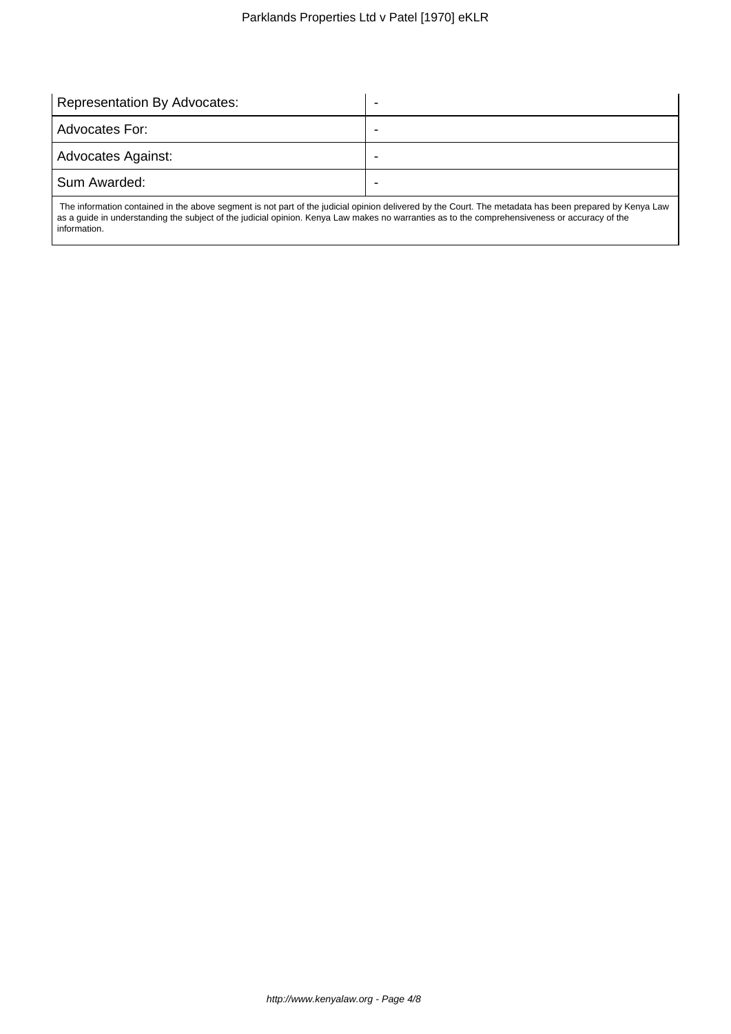| Representation By Advocates: | - |
|---|---|
| Advocates For: | - |
| Advocates Against: | - |
| Sum Awarded: | - |

The information contained in the above segment is not part of the judicial opinion delivered by the Court. The metadata has been prepared by Kenya Law as a guide in understanding the subject of the judicial opinion. Kenya Law makes no warranties as to the comprehensiveness or accuracy of the information.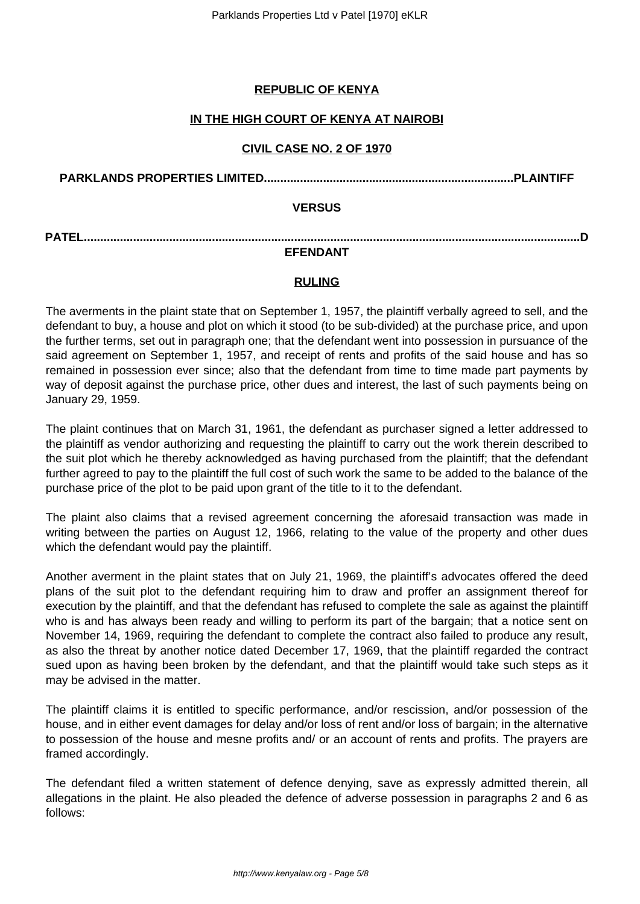**REPUBLIC OF KENYA**

**IN THE HIGH COURT OF KENYA AT NAIROBI**

**CIVIL CASE NO. 2 OF 1970**

**PARKLANDS PROPERTIES LIMITED...........................................................................PLAINTIFF**

**VERSUS**

**PATEL.......................................................................................................................................DEFENDANT**

**RULING**

The averments in the plaint state that on September 1, 1957, the plaintiff verbally agreed to sell, and the defendant to buy, a house and plot on which it stood (to be sub-divided) at the purchase price, and upon the further terms, set out in paragraph one; that the defendant went into possession in pursuance of the said agreement on September 1, 1957, and receipt of rents and profits of the said house and has so remained in possession ever since; also that the defendant from time to time made part payments by way of deposit against the purchase price, other dues and interest, the last of such payments being on January 29, 1959.

The plaint continues that on March 31, 1961, the defendant as purchaser signed a letter addressed to the plaintiff as vendor authorizing and requesting the plaintiff to carry out the work therein described to the suit plot which he thereby acknowledged as having purchased from the plaintiff; that the defendant further agreed to pay to the plaintiff the full cost of such work the same to be added to the balance of the purchase price of the plot to be paid upon grant of the title to it to the defendant.

The plaint also claims that a revised agreement concerning the aforesaid transaction was made in writing between the parties on August 12, 1966, relating to the value of the property and other dues which the defendant would pay the plaintiff.

Another averment in the plaint states that on July 21, 1969, the plaintiff's advocates offered the deed plans of the suit plot to the defendant requiring him to draw and proffer an assignment thereof for execution by the plaintiff, and that the defendant has refused to complete the sale as against the plaintiff who is and has always been ready and willing to perform its part of the bargain; that a notice sent on November 14, 1969, requiring the defendant to complete the contract also failed to produce any result, as also the threat by another notice dated December 17, 1969, that the plaintiff regarded the contract sued upon as having been broken by the defendant, and that the plaintiff would take such steps as it may be advised in the matter.

The plaintiff claims it is entitled to specific performance, and/or rescission, and/or possession of the house, and in either event damages for delay and/or loss of rent and/or loss of bargain; in the alternative to possession of the house and mesne profits and/ or an account of rents and profits. The prayers are framed accordingly.

The defendant filed a written statement of defence denying, save as expressly admitted therein, all allegations in the plaint. He also pleaded the defence of adverse possession in paragraphs 2 and 6 as follows: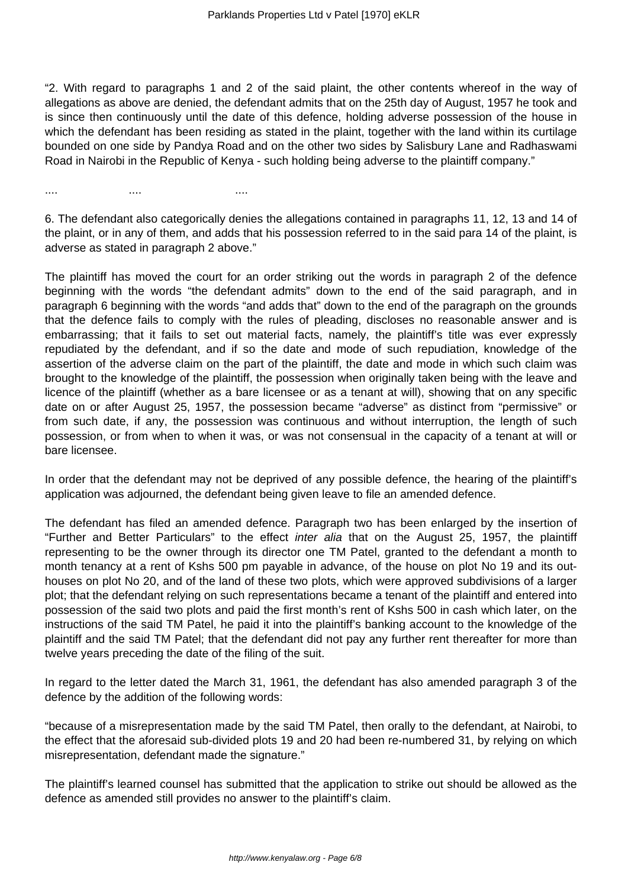"2. With regard to paragraphs 1 and 2 of the said plaint, the other contents whereof in the way of allegations as above are denied, the defendant admits that on the 25th day of August, 1957 he took and is since then continuously until the date of this defence, holding adverse possession of the house in which the defendant has been residing as stated in the plaint, together with the land within its curtilage bounded on one side by Pandya Road and on the other two sides by Salisbury Lane and Radhaswami Road in Nairobi in the Republic of Kenya - such holding being adverse to the plaintiff company."

....                    ....                    ....

6. The defendant also categorically denies the allegations contained in paragraphs 11, 12, 13 and 14 of the plaint, or in any of them, and adds that his possession referred to in the said para 14 of the plaint, is adverse as stated in paragraph 2 above."

The plaintiff has moved the court for an order striking out the words in paragraph 2 of the defence beginning with the words "the defendant admits" down to the end of the said paragraph, and in paragraph 6 beginning with the words "and adds that" down to the end of the paragraph on the grounds that the defence fails to comply with the rules of pleading, discloses no reasonable answer and is embarrassing; that it fails to set out material facts, namely, the plaintiff's title was ever expressly repudiated by the defendant, and if so the date and mode of such repudiation, knowledge of the assertion of the adverse claim on the part of the plaintiff, the date and mode in which such claim was brought to the knowledge of the plaintiff, the possession when originally taken being with the leave and licence of the plaintiff (whether as a bare licensee or as a tenant at will), showing that on any specific date on or after August 25, 1957, the possession became "adverse" as distinct from "permissive" or from such date, if any, the possession was continuous and without interruption, the length of such possession, or from when to when it was, or was not consensual in the capacity of a tenant at will or bare licensee.

In order that the defendant may not be deprived of any possible defence, the hearing of the plaintiff's application was adjourned, the defendant being given leave to file an amended defence.

The defendant has filed an amended defence. Paragraph two has been enlarged by the insertion of "Further and Better Particulars" to the effect *inter alia* that on the August 25, 1957, the plaintiff representing to be the owner through its director one TM Patel, granted to the defendant a month to month tenancy at a rent of Kshs 500 pm payable in advance, of the house on plot No 19 and its out-houses on plot No 20, and of the land of these two plots, which were approved subdivisions of a larger plot; that the defendant relying on such representations became a tenant of the plaintiff and entered into possession of the said two plots and paid the first month's rent of Kshs 500 in cash which later, on the instructions of the said TM Patel, he paid it into the plaintiff's banking account to the knowledge of the plaintiff and the said TM Patel; that the defendant did not pay any further rent thereafter for more than twelve years preceding the date of the filing of the suit.

In regard to the letter dated the March 31, 1961, the defendant has also amended paragraph 3 of the defence by the addition of the following words:

"because of a misrepresentation made by the said TM Patel, then orally to the defendant, at Nairobi, to the effect that the aforesaid sub-divided plots 19 and 20 had been re-numbered 31, by relying on which misrepresentation, defendant made the signature."

The plaintiff's learned counsel has submitted that the application to strike out should be allowed as the defence as amended still provides no answer to the plaintiff's claim.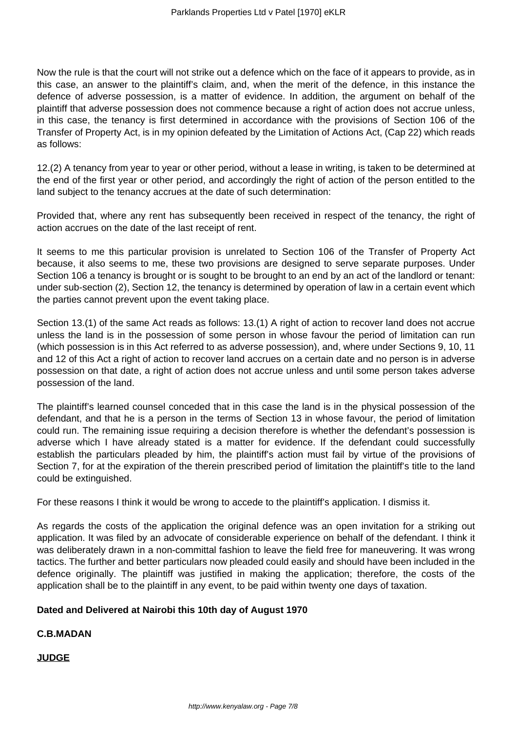Now the rule is that the court will not strike out a defence which on the face of it appears to provide, as in this case, an answer to the plaintiff's claim, and, when the merit of the defence, in this instance the defence of adverse possession, is a matter of evidence. In addition, the argument on behalf of the plaintiff that adverse possession does not commence because a right of action does not accrue unless, in this case, the tenancy is first determined in accordance with the provisions of Section 106 of the Transfer of Property Act, is in my opinion defeated by the Limitation of Actions Act, (Cap 22) which reads as follows:

12.(2) A tenancy from year to year or other period, without a lease in writing, is taken to be determined at the end of the first year or other period, and accordingly the right of action of the person entitled to the land subject to the tenancy accrues at the date of such determination:

Provided that, where any rent has subsequently been received in respect of the tenancy, the right of action accrues on the date of the last receipt of rent.

It seems to me this particular provision is unrelated to Section 106 of the Transfer of Property Act because, it also seems to me, these two provisions are designed to serve separate purposes. Under Section 106 a tenancy is brought or is sought to be brought to an end by an act of the landlord or tenant: under sub-section (2), Section 12, the tenancy is determined by operation of law in a certain event which the parties cannot prevent upon the event taking place.

Section 13.(1) of the same Act reads as follows: 13.(1) A right of action to recover land does not accrue unless the land is in the possession of some person in whose favour the period of limitation can run (which possession is in this Act referred to as adverse possession), and, where under Sections 9, 10, 11 and 12 of this Act a right of action to recover land accrues on a certain date and no person is in adverse possession on that date, a right of action does not accrue unless and until some person takes adverse possession of the land.

The plaintiff's learned counsel conceded that in this case the land is in the physical possession of the defendant, and that he is a person in the terms of Section 13 in whose favour, the period of limitation could run. The remaining issue requiring a decision therefore is whether the defendant's possession is adverse which I have already stated is a matter for evidence. If the defendant could successfully establish the particulars pleaded by him, the plaintiff's action must fail by virtue of the provisions of Section 7, for at the expiration of the therein prescribed period of limitation the plaintiff's title to the land could be extinguished.

For these reasons I think it would be wrong to accede to the plaintiff's application. I dismiss it.

As regards the costs of the application the original defence was an open invitation for a striking out application. It was filed by an advocate of considerable experience on behalf of the defendant. I think it was deliberately drawn in a non-committal fashion to leave the field free for maneuvering. It was wrong tactics. The further and better particulars now pleaded could easily and should have been included in the defence originally. The plaintiff was justified in making the application; therefore, the costs of the application shall be to the plaintiff in any event, to be paid within twenty one days of taxation.

**Dated and Delivered at Nairobi this 10th day of August 1970**

**C.B.MADAN**

**JUDGE**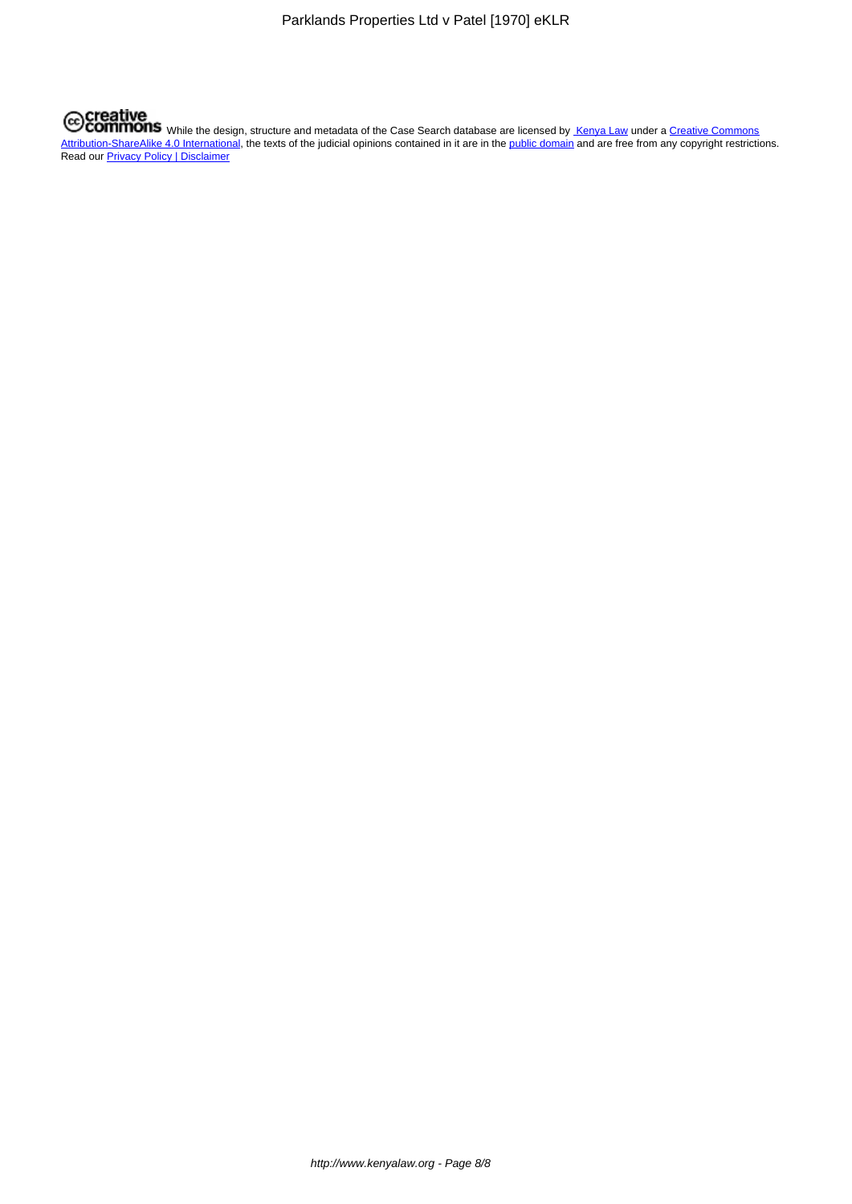While the design, structure and metadata of the Case Search database are licensed by Kenya Law under a Creative Commons Attribution-ShareAlike 4.0 International, the texts of the judicial opinions contained in it are in the public domain and are free from any copyright restrictions. Read our Privacy Policy | Disclaimer